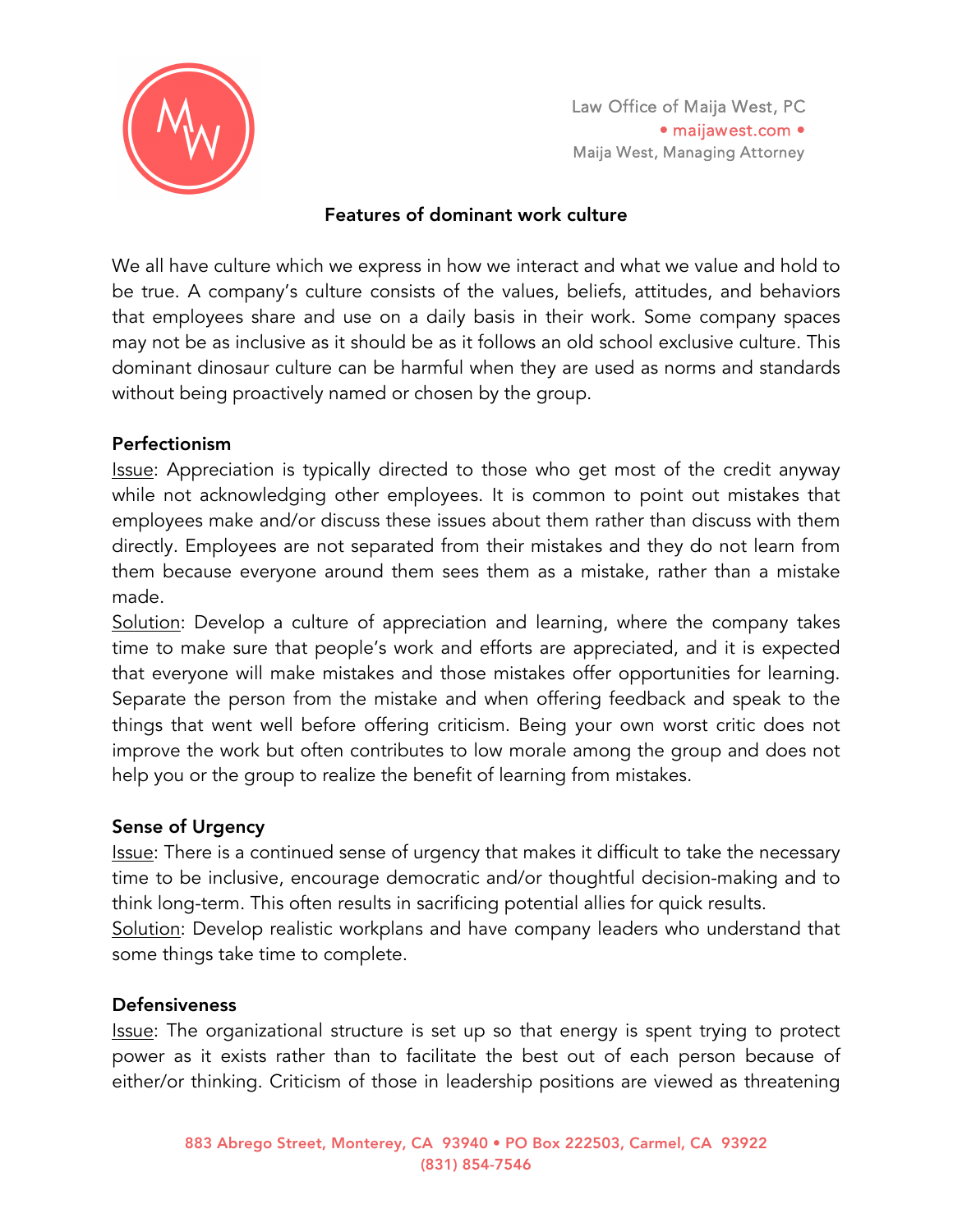Law Office of Maija West, PC
• maijawest.com •
Maija West, Managing Attorney

## Features of dominant work culture

We all have culture which we express in how we interact and what we value and hold to be true. A company's culture consists of the values, beliefs, attitudes, and behaviors that employees share and use on a daily basis in their work. Some company spaces may not be as inclusive as it should be as it follows an old school exclusive culture. This dominant dinosaur culture can be harmful when they are used as norms and standards without being proactively named or chosen by the group.

### Perfectionism

Issue: Appreciation is typically directed to those who get most of the credit anyway while not acknowledging other employees. It is common to point out mistakes that employees make and/or discuss these issues about them rather than discuss with them directly. Employees are not separated from their mistakes and they do not learn from them because everyone around them sees them as a mistake, rather than a mistake made.

Solution: Develop a culture of appreciation and learning, where the company takes time to make sure that people's work and efforts are appreciated, and it is expected that everyone will make mistakes and those mistakes offer opportunities for learning. Separate the person from the mistake and when offering feedback and speak to the things that went well before offering criticism. Being your own worst critic does not improve the work but often contributes to low morale among the group and does not help you or the group to realize the benefit of learning from mistakes.

### Sense of Urgency

Issue: There is a continued sense of urgency that makes it difficult to take the necessary time to be inclusive, encourage democratic and/or thoughtful decision-making and to think long-term. This often results in sacrificing potential allies for quick results.

Solution: Develop realistic workplans and have company leaders who understand that some things take time to complete.

### Defensiveness

Issue: The organizational structure is set up so that energy is spent trying to protect power as it exists rather than to facilitate the best out of each person because of either/or thinking. Criticism of those in leadership positions are viewed as threatening

883 Abrego Street, Monterey, CA 93940 • PO Box 222503, Carmel, CA 93922
(831) 854-7546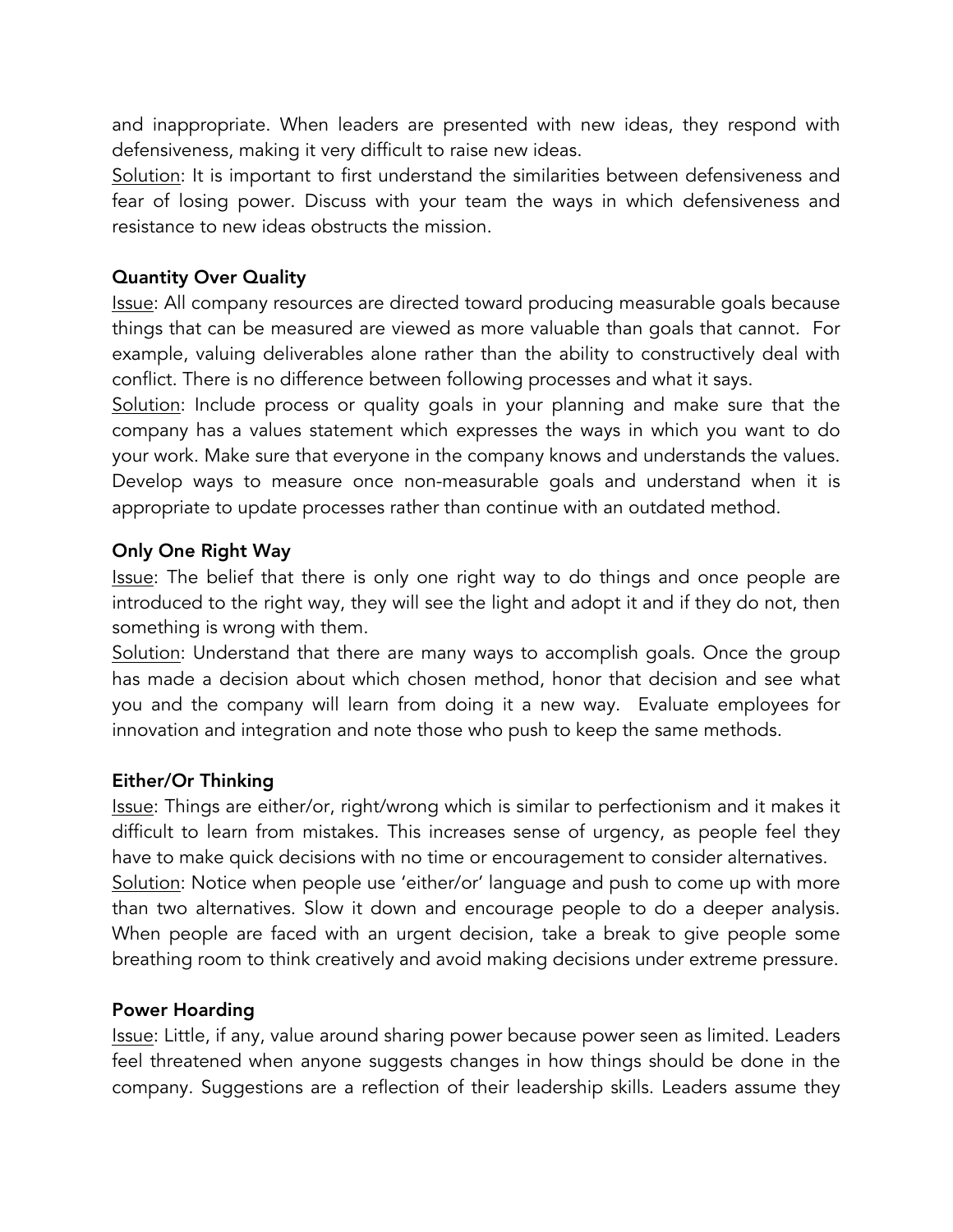and inappropriate. When leaders are presented with new ideas, they respond with defensiveness, making it very difficult to raise new ideas.

Solution: It is important to first understand the similarities between defensiveness and fear of losing power. Discuss with your team the ways in which defensiveness and resistance to new ideas obstructs the mission.

**Quantity Over Quality**

Issue: All company resources are directed toward producing measurable goals because things that can be measured are viewed as more valuable than goals that cannot. For example, valuing deliverables alone rather than the ability to constructively deal with conflict. There is no difference between following processes and what it says.

Solution: Include process or quality goals in your planning and make sure that the company has a values statement which expresses the ways in which you want to do your work. Make sure that everyone in the company knows and understands the values. Develop ways to measure once non-measurable goals and understand when it is appropriate to update processes rather than continue with an outdated method.

**Only One Right Way**

Issue: The belief that there is only one right way to do things and once people are introduced to the right way, they will see the light and adopt it and if they do not, then something is wrong with them.

Solution: Understand that there are many ways to accomplish goals. Once the group has made a decision about which chosen method, honor that decision and see what you and the company will learn from doing it a new way. Evaluate employees for innovation and integration and note those who push to keep the same methods.

**Either/Or Thinking**

Issue: Things are either/or, right/wrong which is similar to perfectionism and it makes it difficult to learn from mistakes. This increases sense of urgency, as people feel they have to make quick decisions with no time or encouragement to consider alternatives.

Solution: Notice when people use 'either/or' language and push to come up with more than two alternatives. Slow it down and encourage people to do a deeper analysis. When people are faced with an urgent decision, take a break to give people some breathing room to think creatively and avoid making decisions under extreme pressure.

**Power Hoarding**

Issue: Little, if any, value around sharing power because power seen as limited. Leaders feel threatened when anyone suggests changes in how things should be done in the company. Suggestions are a reflection of their leadership skills. Leaders assume they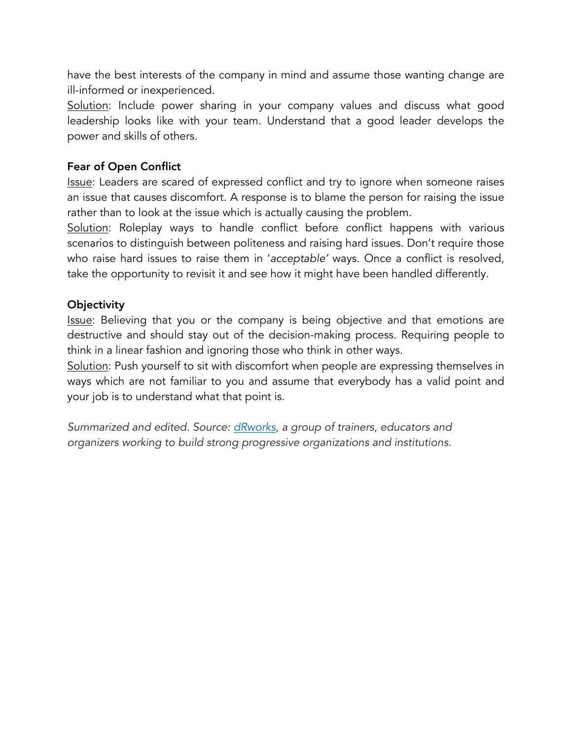have the best interests of the company in mind and assume those wanting change are ill-informed or inexperienced.
<u>Solution</u>: Include power sharing in your company values and discuss what good leadership looks like with your team. Understand that a good leader develops the power and skills of others.

**Fear of Open Conflict**
<u>Issue</u>: Leaders are scared of expressed conflict and try to ignore when someone raises an issue that causes discomfort. A response is to blame the person for raising the issue rather than to look at the issue which is actually causing the problem.
<u>Solution</u>: Roleplay ways to handle conflict before conflict happens with various scenarios to distinguish between politeness and raising hard issues. Don't require those who raise hard issues to raise them in '*acceptable*' ways. Once a conflict is resolved, take the opportunity to revisit it and see how it might have been handled differently.

**Objectivity**
<u>Issue</u>: Believing that you or the company is being objective and that emotions are destructive and should stay out of the decision-making process. Requiring people to think in a linear fashion and ignoring those who think in other ways.
<u>Solution</u>: Push yourself to sit with discomfort when people are expressing themselves in ways which are not familiar to you and assume that everybody has a valid point and your job is to understand what that point is.

*Summarized and edited. Source: [dRworks](), a group of trainers, educators and organizers working to build strong progressive organizations and institutions.*